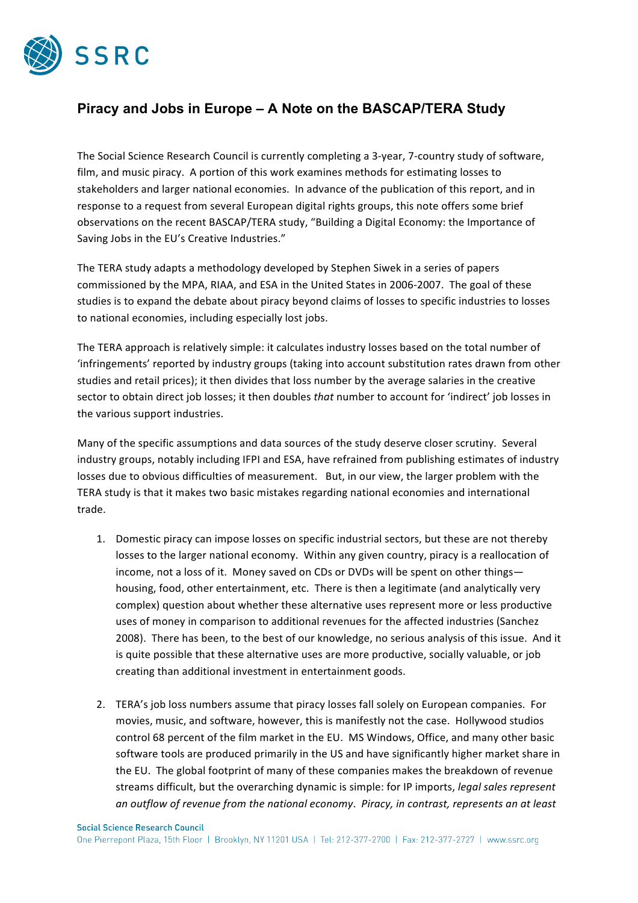SSRC

# Piracy and Jobs in Europe – A Note on the BASCAP/TERA Study

The Social Science Research Council is currently completing a 3-year, 7-country study of software, film, and music piracy. A portion of this work examines methods for estimating losses to stakeholders and larger national economies. In advance of the publication of this report, and in response to a request from several European digital rights groups, this note offers some brief observations on the recent BASCAP/TERA study, "Building a Digital Economy: the Importance of Saving Jobs in the EU's Creative Industries."

The TERA study adapts a methodology developed by Stephen Siwek in a series of papers commissioned by the MPA, RIAA, and ESA in the United States in 2006-2007. The goal of these studies is to expand the debate about piracy beyond claims of losses to specific industries to losses to national economies, including especially lost jobs.

The TERA approach is relatively simple: it calculates industry losses based on the total number of 'infringements' reported by industry groups (taking into account substitution rates drawn from other studies and retail prices); it then divides that loss number by the average salaries in the creative sector to obtain direct job losses; it then doubles *that* number to account for 'indirect' job losses in the various support industries.

Many of the specific assumptions and data sources of the study deserve closer scrutiny. Several industry groups, notably including IFPI and ESA, have refrained from publishing estimates of industry losses due to obvious difficulties of measurement. But, in our view, the larger problem with the TERA study is that it makes two basic mistakes regarding national economies and international trade.

1. Domestic piracy can impose losses on specific industrial sectors, but these are not thereby losses to the larger national economy. Within any given country, piracy is a reallocation of income, not a loss of it. Money saved on CDs or DVDs will be spent on other things—housing, food, other entertainment, etc. There is then a legitimate (and analytically very complex) question about whether these alternative uses represent more or less productive uses of money in comparison to additional revenues for the affected industries (Sanchez 2008). There has been, to the best of our knowledge, no serious analysis of this issue. And it is quite possible that these alternative uses are more productive, socially valuable, or job creating than additional investment in entertainment goods.

2. TERA's job loss numbers assume that piracy losses fall solely on European companies. For movies, music, and software, however, this is manifestly not the case. Hollywood studios control 68 percent of the film market in the EU. MS Windows, Office, and many other basic software tools are produced primarily in the US and have significantly higher market share in the EU. The global footprint of many of these companies makes the breakdown of revenue streams difficult, but the overarching dynamic is simple: for IP imports, *legal sales represent an outflow of revenue from the national economy*. *Piracy, in contrast, represents an at least*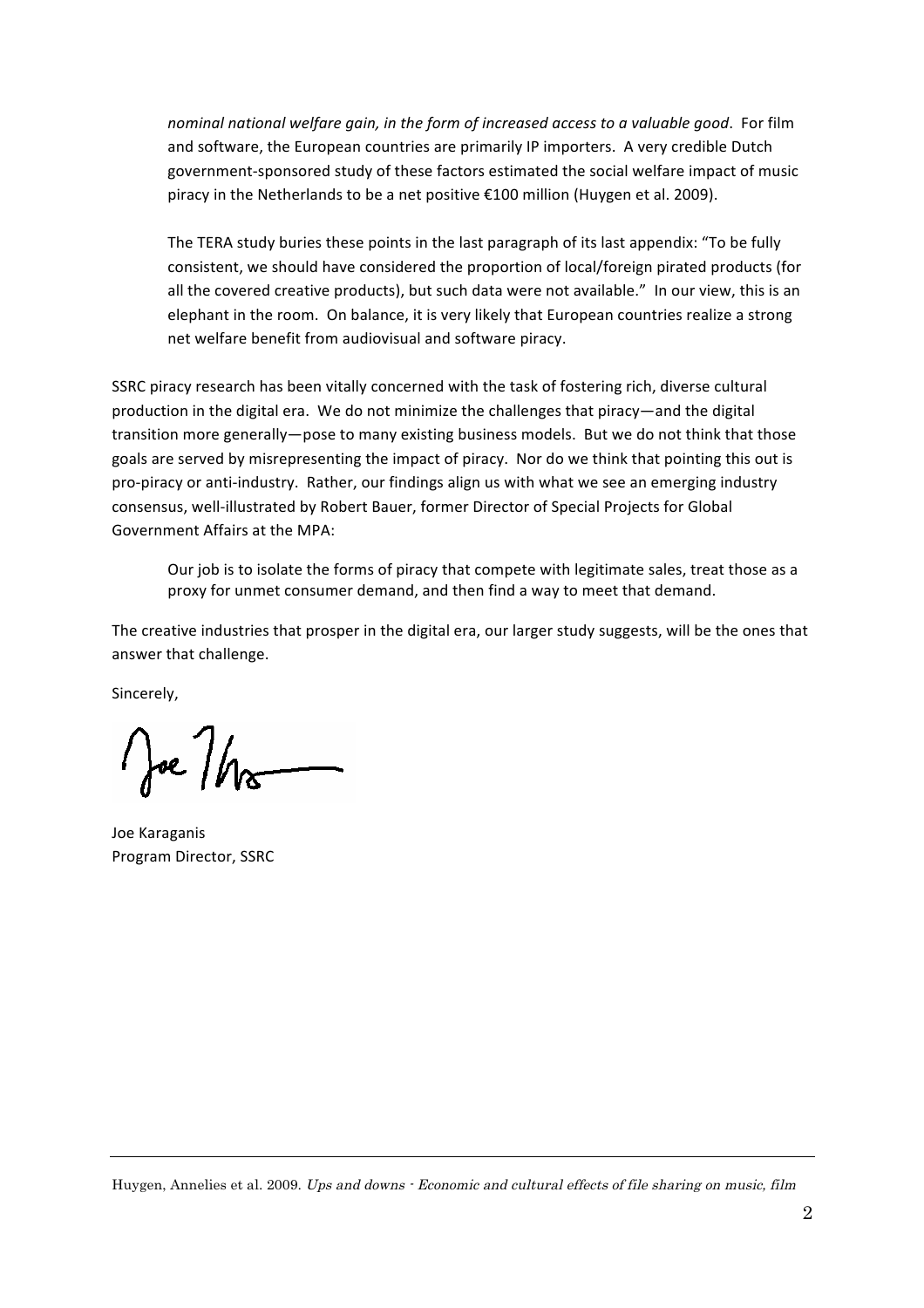*nominal national welfare gain, in the form of increased access to a valuable good*. For film and software, the European countries are primarily IP importers. A very credible Dutch government-sponsored study of these factors estimated the social welfare impact of music piracy in the Netherlands to be a net positive €100 million (Huygen et al. 2009).

> The TERA study buries these points in the last paragraph of its last appendix: "To be fully consistent, we should have considered the proportion of local/foreign pirated products (for all the covered creative products), but such data were not available." In our view, this is an elephant in the room. On balance, it is very likely that European countries realize a strong net welfare benefit from audiovisual and software piracy.

SSRC piracy research has been vitally concerned with the task of fostering rich, diverse cultural production in the digital era. We do not minimize the challenges that piracy—and the digital transition more generally—pose to many existing business models. But we do not think that those goals are served by misrepresenting the impact of piracy. Nor do we think that pointing this out is pro-piracy or anti-industry. Rather, our findings align us with what we see an emerging industry consensus, well-illustrated by Robert Bauer, former Director of Special Projects for Global Government Affairs at the MPA:

> Our job is to isolate the forms of piracy that compete with legitimate sales, treat those as a proxy for unmet consumer demand, and then find a way to meet that demand.

The creative industries that prosper in the digital era, our larger study suggests, will be the ones that answer that challenge.

Sincerely,

Joe Karaganis
Program Director, SSRC

---

Huygen, Annelies et al. 2009. *Ups and downs - Economic and cultural effects of file sharing on music, film*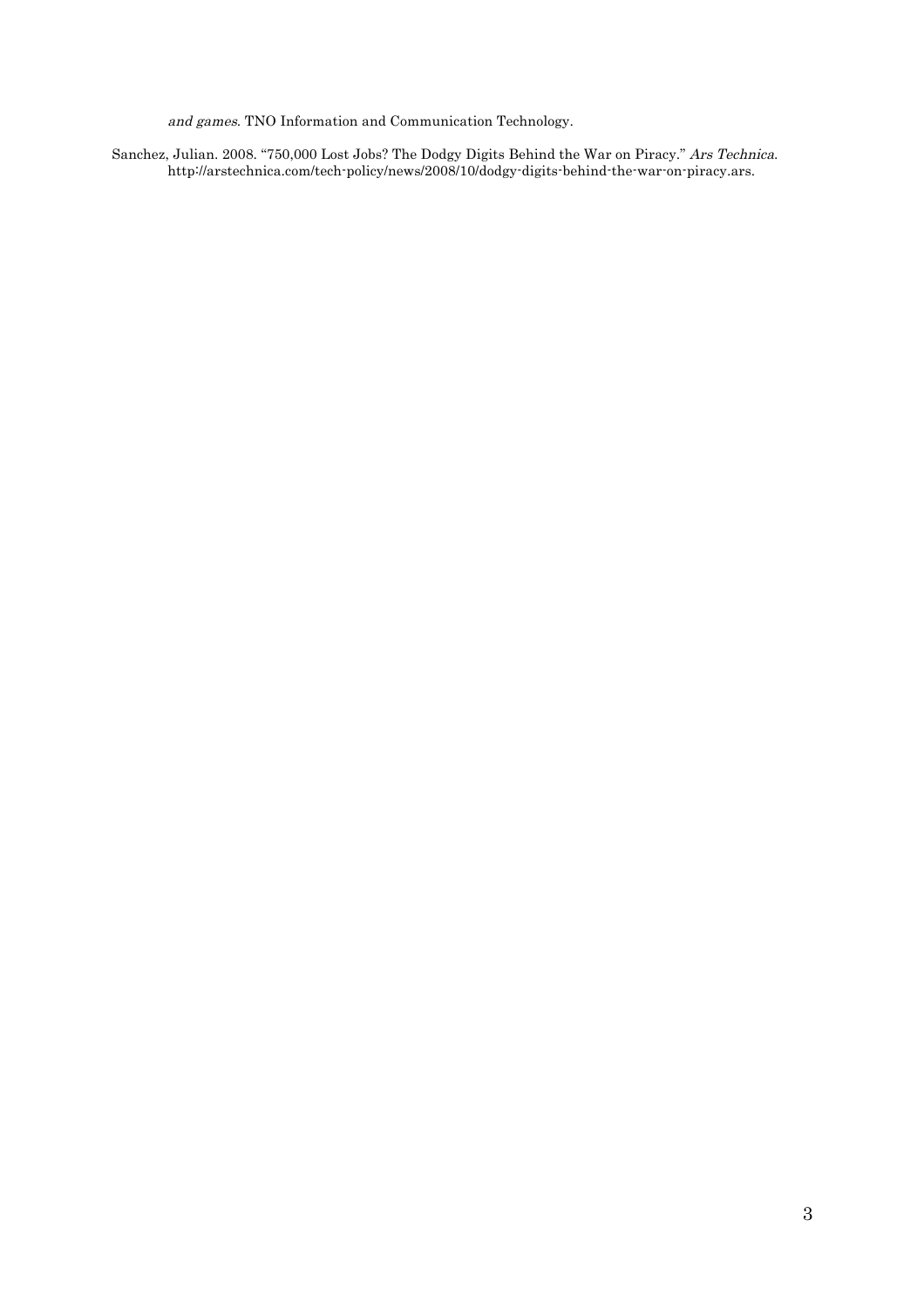*and games*. TNO Information and Communication Technology.

Sanchez, Julian. 2008. "750,000 Lost Jobs? The Dodgy Digits Behind the War on Piracy." *Ars Technica*. http://arstechnica.com/tech-policy/news/2008/10/dodgy-digits-behind-the-war-on-piracy.ars.